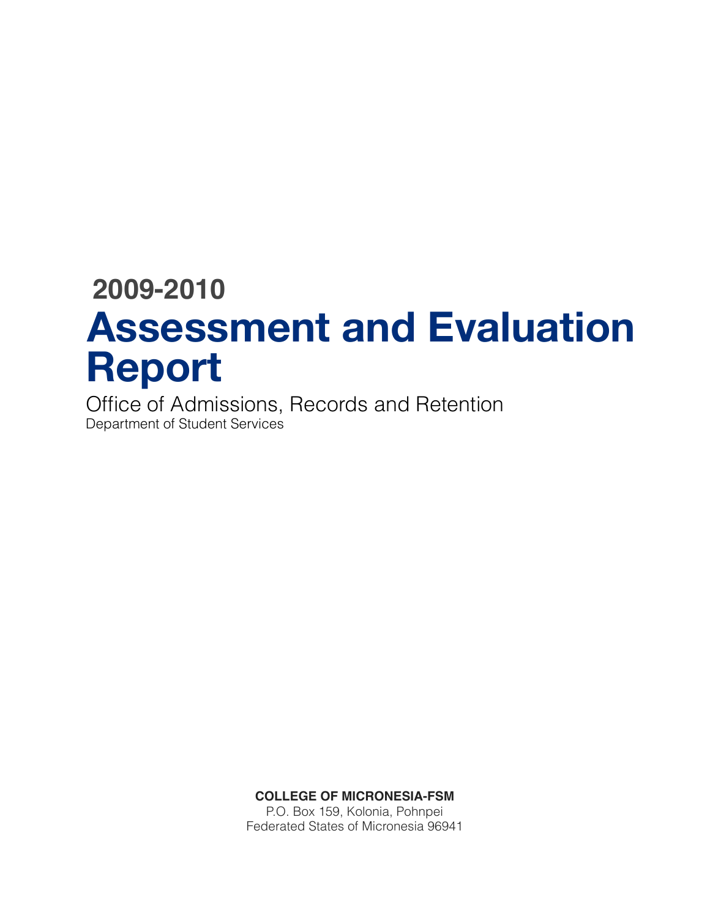**2009-2010**

# Assessment and Evaluation Report

## Office of Admissions, Records and Retention

Department of Student Services

**COLLEGE OF MICRONESIA-FSM**

P.O. Box 159, Kolonia, Pohnpei

Federated States of Micronesia 96941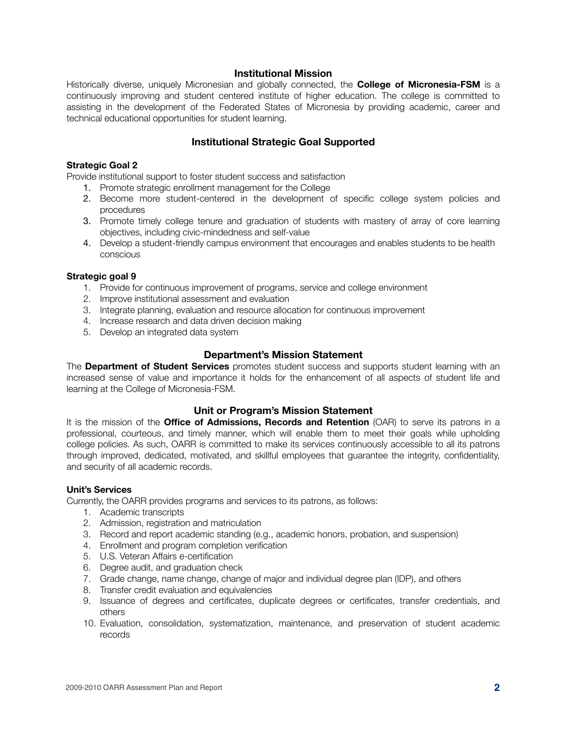## Institutional Mission

Historically diverse, uniquely Micronesian and globally connected, the **College of Micronesia-FSM** is a continuously improving and student centered institute of higher education. The college is committed to assisting in the development of the Federated States of Micronesia by providing academic, career and technical educational opportunities for student learning.

## Institutional Strategic Goal Supported

**Strategic Goal 2**

Provide institutional support to foster student success and satisfaction

1. Promote strategic enrollment management for the College
2. Become more student-centered in the development of specific college system policies and procedures
3. Promote timely college tenure and graduation of students with mastery of array of core learning objectives, including civic-mindedness and self-value
4. Develop a student-friendly campus environment that encourages and enables students to be health conscious

**Strategic goal 9**

1. Provide for continuous improvement of programs, service and college environment
2. Improve institutional assessment and evaluation
3. Integrate planning, evaluation and resource allocation for continuous improvement
4. Increase research and data driven decision making
5. Develop an integrated data system

## Department's Mission Statement

The **Department of Student Services** promotes student success and supports student learning with an increased sense of value and importance it holds for the enhancement of all aspects of student life and learning at the College of Micronesia-FSM.

## Unit or Program's Mission Statement

It is the mission of the **Office of Admissions, Records and Retention** (OAR) to serve its patrons in a professional, courteous, and timely manner, which will enable them to meet their goals while upholding college policies. As such, OARR is committed to make its services continuously accessible to all its patrons through improved, dedicated, motivated, and skillful employees that guarantee the integrity, confidentiality, and security of all academic records.

**Unit's Services**

Currently, the OARR provides programs and services to its patrons, as follows:

1. Academic transcripts
2. Admission, registration and matriculation
3. Record and report academic standing (e.g., academic honors, probation, and suspension)
4. Enrollment and program completion verification
5. U.S. Veteran Affairs e-certification
6. Degree audit, and graduation check
7. Grade change, name change, change of major and individual degree plan (IDP), and others
8. Transfer credit evaluation and equivalencies
9. Issuance of degrees and certificates, duplicate degrees or certificates, transfer credentials, and others
10. Evaluation, consolidation, systematization, maintenance, and preservation of student academic records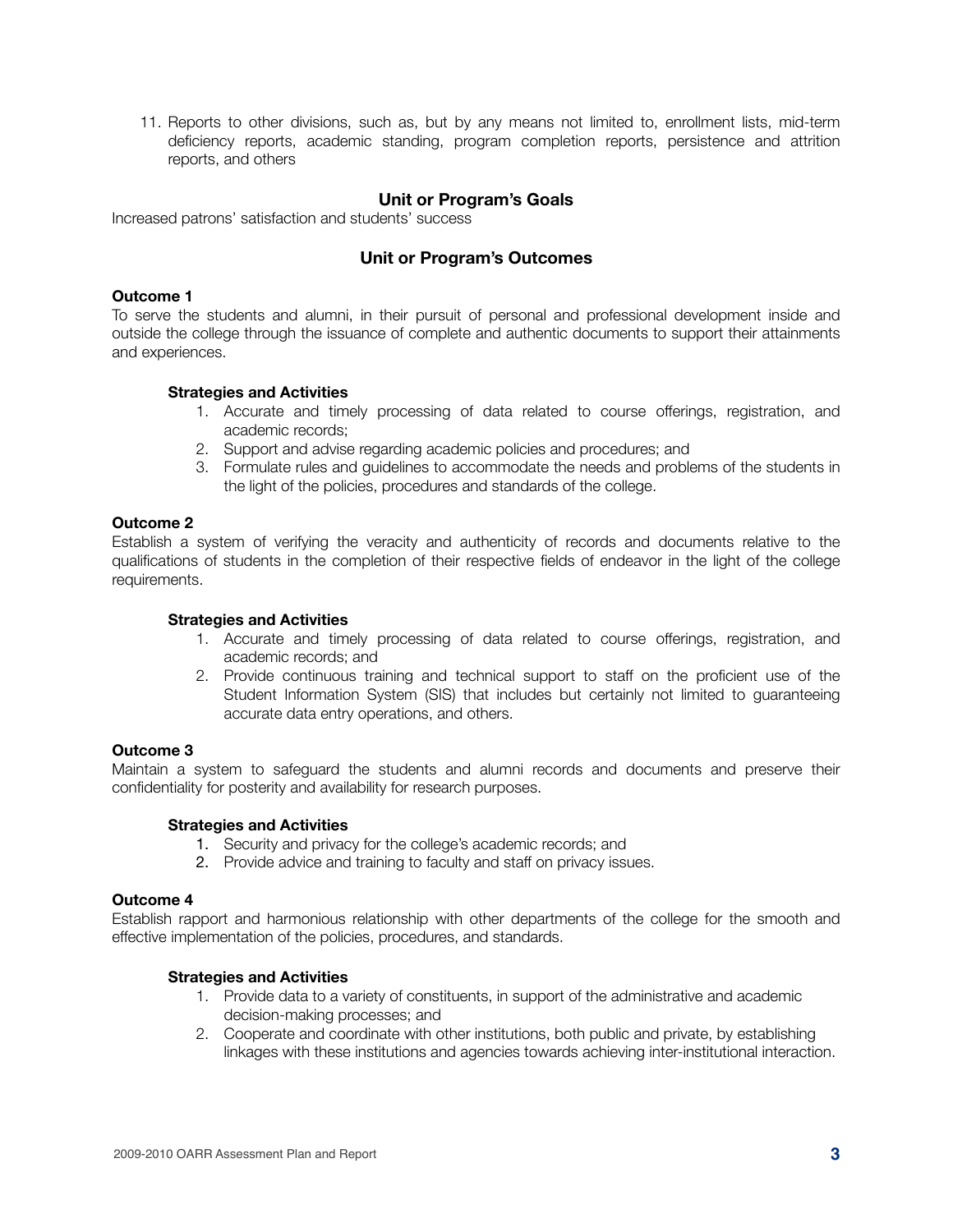11. Reports to other divisions, such as, but by any means not limited to, enrollment lists, mid-term deficiency reports, academic standing, program completion reports, persistence and attrition reports, and others

## Unit or Program's Goals

Increased patrons' satisfaction and students' success

## Unit or Program's Outcomes

**Outcome 1**

To serve the students and alumni, in their pursuit of personal and professional development inside and outside the college through the issuance of complete and authentic documents to support their attainments and experiences.

**Strategies and Activities**

1. Accurate and timely processing of data related to course offerings, registration, and academic records;
2. Support and advise regarding academic policies and procedures; and
3. Formulate rules and guidelines to accommodate the needs and problems of the students in the light of the policies, procedures and standards of the college.

**Outcome 2**

Establish a system of verifying the veracity and authenticity of records and documents relative to the qualifications of students in the completion of their respective fields of endeavor in the light of the college requirements.

**Strategies and Activities**

1. Accurate and timely processing of data related to course offerings, registration, and academic records; and
2. Provide continuous training and technical support to staff on the proficient use of the Student Information System (SIS) that includes but certainly not limited to guaranteeing accurate data entry operations, and others.

**Outcome 3**

Maintain a system to safeguard the students and alumni records and documents and preserve their confidentiality for posterity and availability for research purposes.

**Strategies and Activities**

1. Security and privacy for the college's academic records; and
2. Provide advice and training to faculty and staff on privacy issues.

**Outcome 4**

Establish rapport and harmonious relationship with other departments of the college for the smooth and effective implementation of the policies, procedures, and standards.

**Strategies and Activities**

1. Provide data to a variety of constituents, in support of the administrative and academic decision-making processes; and
2. Cooperate and coordinate with other institutions, both public and private, by establishing linkages with these institutions and agencies towards achieving inter-institutional interaction.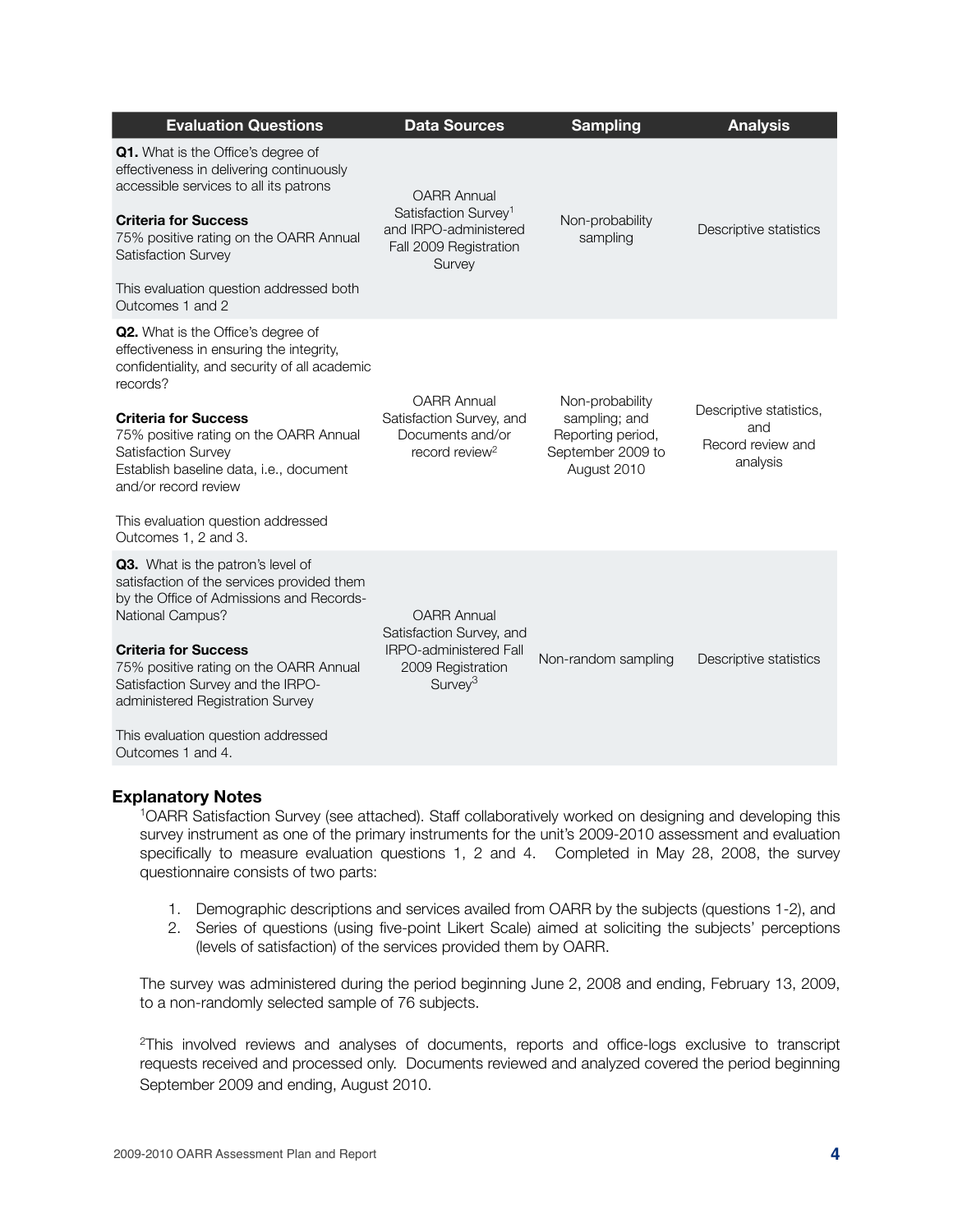| Evaluation Questions | Data Sources | Sampling | Analysis |
|---|---|---|---|
| **Q1.** What is the Office's degree of effectiveness in delivering continuously accessible services to all its patrons<br><br>**Criteria for Success**<br>75% positive rating on the OARR Annual Satisfaction Survey<br><br>This evaluation question addressed both Outcomes 1 and 2 | OARR Annual Satisfaction Survey[1] and IRPO-administered Fall 2009 Registration Survey | Non-probability sampling | Descriptive statistics |
| **Q2.** What is the Office's degree of effectiveness in ensuring the integrity, confidentiality, and security of all academic records?<br><br>**Criteria for Success**<br>75% positive rating on the OARR Annual Satisfaction Survey<br>Establish baseline data, i.e., document and/or record review<br><br>This evaluation question addressed Outcomes 1, 2 and 3. | OARR Annual Satisfaction Survey, and Documents and/or record review[2] | Non-probability sampling; and Reporting period, September 2009 to August 2010 | Descriptive statistics, and Record review and analysis |
| **Q3.** What is the patron's level of satisfaction of the services provided them by the Office of Admissions and Records-National Campus?<br><br>**Criteria for Success**<br>75% positive rating on the OARR Annual Satisfaction Survey and the IRPO-administered Registration Survey<br><br>This evaluation question addressed Outcomes 1 and 4. | OARR Annual Satisfaction Survey, and IRPO-administered Fall 2009 Registration Survey[3] | Non-random sampling | Descriptive statistics |

## Explanatory Notes

[1]OARR Satisfaction Survey (see attached). Staff collaboratively worked on designing and developing this survey instrument as one of the primary instruments for the unit's 2009-2010 assessment and evaluation specifically to measure evaluation questions 1, 2 and 4. Completed in May 28, 2008, the survey questionnaire consists of two parts:

1. Demographic descriptions and services availed from OARR by the subjects (questions 1-2), and
2. Series of questions (using five-point Likert Scale) aimed at soliciting the subjects' perceptions (levels of satisfaction) of the services provided them by OARR.

The survey was administered during the period beginning June 2, 2008 and ending, February 13, 2009, to a non-randomly selected sample of 76 subjects.

[2]This involved reviews and analyses of documents, reports and office-logs exclusive to transcript requests received and processed only. Documents reviewed and analyzed covered the period beginning September 2009 and ending, August 2010.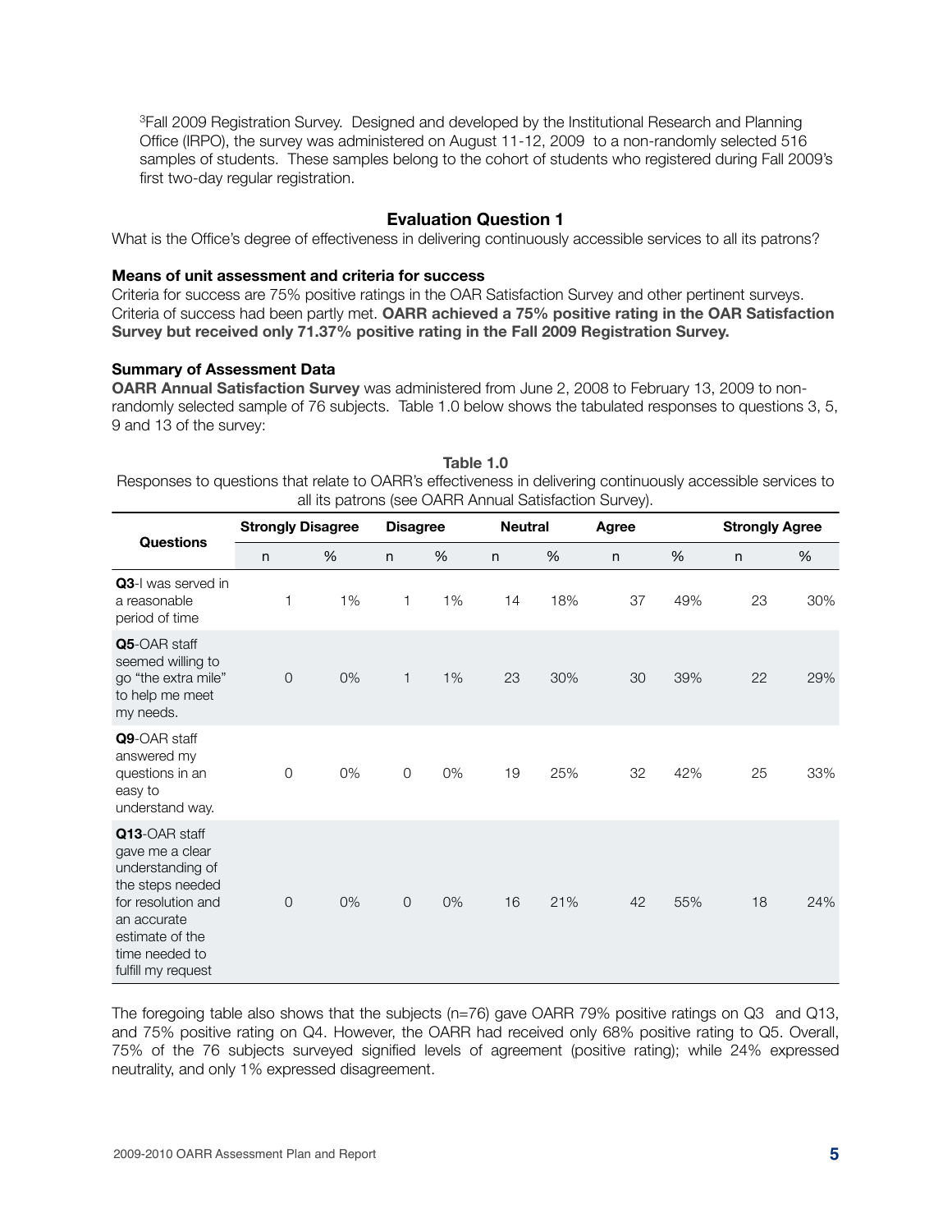[3]Fall 2009 Registration Survey. Designed and developed by the Institutional Research and Planning Office (IRPO), the survey was administered on August 11-12, 2009 to a non-randomly selected 516 samples of students. These samples belong to the cohort of students who registered during Fall 2009's first two-day regular registration.

### Evaluation Question 1

What is the Office's degree of effectiveness in delivering continuously accessible services to all its patrons?

**Means of unit assessment and criteria for success**

Criteria for success are 75% positive ratings in the OAR Satisfaction Survey and other pertinent surveys. Criteria of success had been partly met. **OARR achieved a 75% positive rating in the OAR Satisfaction Survey but received only 71.37% positive rating in the Fall 2009 Registration Survey.**

**Summary of Assessment Data**

**OARR Annual Satisfaction Survey** was administered from June 2, 2008 to February 13, 2009 to non-randomly selected sample of 76 subjects. Table 1.0 below shows the tabulated responses to questions 3, 5, 9 and 13 of the survey:

**Table 1.0**

Responses to questions that relate to OARR's effectiveness in delivering continuously accessible services to all its patrons (see OARR Annual Satisfaction Survey).

| Questions | Strongly Disagree | | Disagree | | Neutral | | Agree | | Strongly Agree | |
|---|---|---|---|---|---|---|---|---|---|---|
| | n | % | n | % | n | % | n | % | n | % |
| **Q3**-I was served in a reasonable period of time | 1 | 1% | 1 | 1% | 14 | 18% | 37 | 49% | 23 | 30% |
| **Q5**-OAR staff seemed willing to go "the extra mile" to help me meet my needs. | 0 | 0% | 1 | 1% | 23 | 30% | 30 | 39% | 22 | 29% |
| **Q9**-OAR staff answered my questions in an easy to understand way. | 0 | 0% | 0 | 0% | 19 | 25% | 32 | 42% | 25 | 33% |
| **Q13**-OAR staff gave me a clear understanding of the steps needed for resolution and an accurate estimate of the time needed to fulfill my request | 0 | 0% | 0 | 0% | 16 | 21% | 42 | 55% | 18 | 24% |

The foregoing table also shows that the subjects (n=76) gave OARR 79% positive ratings on Q3 and Q13, and 75% positive rating on Q4. However, the OARR had received only 68% positive rating to Q5. Overall, 75% of the 76 subjects surveyed signified levels of agreement (positive rating); while 24% expressed neutrality, and only 1% expressed disagreement.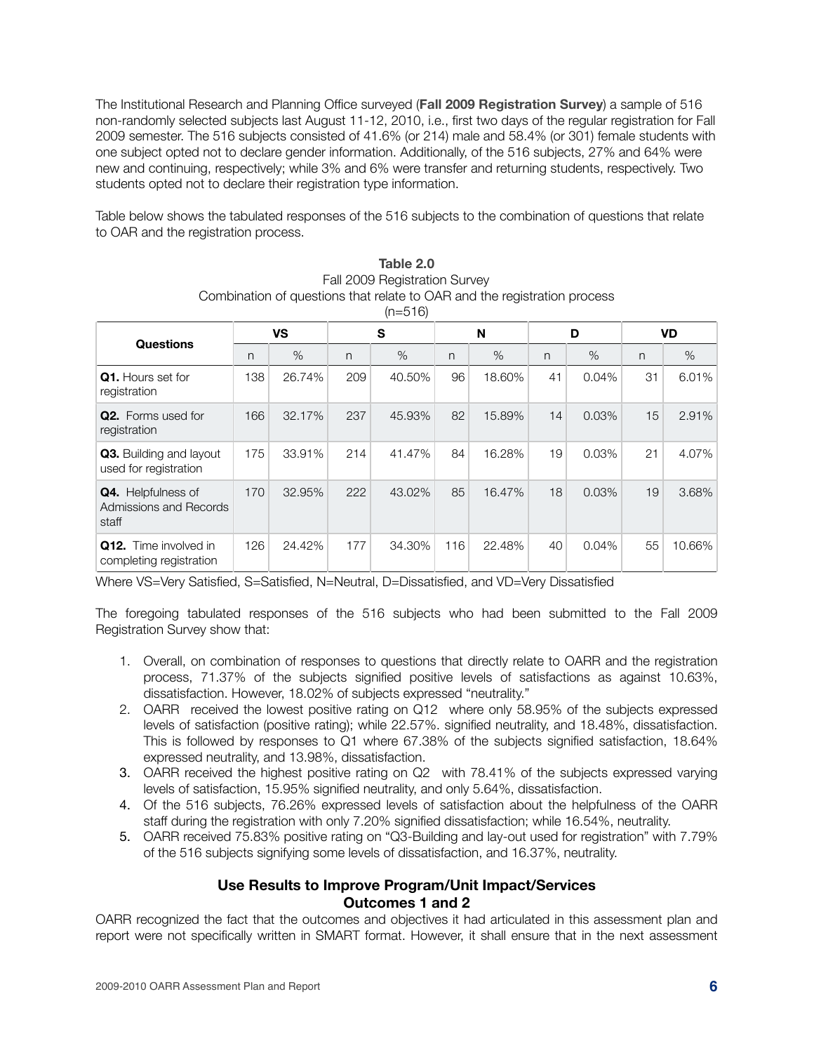The Institutional Research and Planning Office surveyed (**Fall 2009 Registration Survey**) a sample of 516 non-randomly selected subjects last August 11-12, 2010, i.e., first two days of the regular registration for Fall 2009 semester. The 516 subjects consisted of 41.6% (or 214) male and 58.4% (or 301) female students with one subject opted not to declare gender information. Additionally, of the 516 subjects, 27% and 64% were new and continuing, respectively; while 3% and 6% were transfer and returning students, respectively. Two students opted not to declare their registration type information.

Table below shows the tabulated responses of the 516 subjects to the combination of questions that relate to OAR and the registration process.

**Table 2.0**
Fall 2009 Registration Survey
Combination of questions that relate to OAR and the registration process
(n=516)

| Questions | VS | | S | | N | | D | | VD | |
|---|---|---|---|---|---|---|---|---|---|---|
| | n | % | n | % | n | % | n | % | n | % |
| **Q1.** Hours set for registration | 138 | 26.74% | 209 | 40.50% | 96 | 18.60% | 41 | 0.04% | 31 | 6.01% |
| **Q2.** Forms used for registration | 166 | 32.17% | 237 | 45.93% | 82 | 15.89% | 14 | 0.03% | 15 | 2.91% |
| **Q3.** Building and layout used for registration | 175 | 33.91% | 214 | 41.47% | 84 | 16.28% | 19 | 0.03% | 21 | 4.07% |
| **Q4.** Helpfulness of Admissions and Records staff | 170 | 32.95% | 222 | 43.02% | 85 | 16.47% | 18 | 0.03% | 19 | 3.68% |
| **Q12.** Time involved in completing registration | 126 | 24.42% | 177 | 34.30% | 116 | 22.48% | 40 | 0.04% | 55 | 10.66% |

Where VS=Very Satisfied, S=Satisfied, N=Neutral, D=Dissatisfied, and VD=Very Dissatisfied

The foregoing tabulated responses of the 516 subjects who had been submitted to the Fall 2009 Registration Survey show that:

1. Overall, on combination of responses to questions that directly relate to OARR and the registration process, 71.37% of the subjects signified positive levels of satisfactions as against 10.63%, dissatisfaction. However, 18.02% of subjects expressed "neutrality."
2. OARR received the lowest positive rating on Q12 where only 58.95% of the subjects expressed levels of satisfaction (positive rating); while 22.57%. signified neutrality, and 18.48%, dissatisfaction. This is followed by responses to Q1 where 67.38% of the subjects signified satisfaction, 18.64% expressed neutrality, and 13.98%, dissatisfaction.
3. OARR received the highest positive rating on Q2 with 78.41% of the subjects expressed varying levels of satisfaction, 15.95% signified neutrality, and only 5.64%, dissatisfaction.
4. Of the 516 subjects, 76.26% expressed levels of satisfaction about the helpfulness of the OARR staff during the registration with only 7.20% signified dissatisfaction; while 16.54%, neutrality.
5. OARR received 75.83% positive rating on "Q3-Building and lay-out used for registration" with 7.79% of the 516 subjects signifying some levels of dissatisfaction, and 16.37%, neutrality.

## Use Results to Improve Program/Unit Impact/Services
## Outcomes 1 and 2

OARR recognized the fact that the outcomes and objectives it had articulated in this assessment plan and report were not specifically written in SMART format. However, it shall ensure that in the next assessment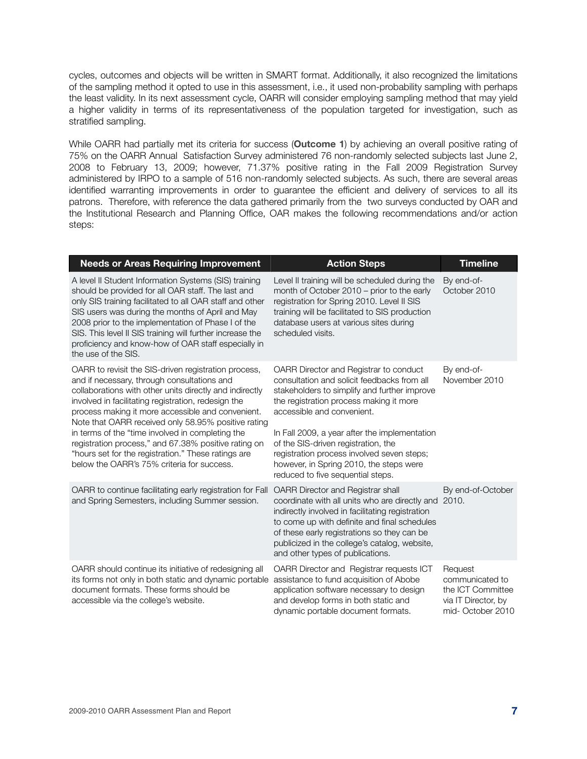cycles, outcomes and objects will be written in SMART format. Additionally, it also recognized the limitations of the sampling method it opted to use in this assessment, i.e., it used non-probability sampling with perhaps the least validity. In its next assessment cycle, OARR will consider employing sampling method that may yield a higher validity in terms of its representativeness of the population targeted for investigation, such as stratified sampling.

While OARR had partially met its criteria for success (**Outcome 1**) by achieving an overall positive rating of 75% on the OARR Annual Satisfaction Survey administered 76 non-randomly selected subjects last June 2, 2008 to February 13, 2009; however, 71.37% positive rating in the Fall 2009 Registration Survey administered by IRPO to a sample of 516 non-randomly selected subjects. As such, there are several areas identified warranting improvements in order to guarantee the efficient and delivery of services to all its patrons. Therefore, with reference the data gathered primarily from the two surveys conducted by OAR and the Institutional Research and Planning Office, OAR makes the following recommendations and/or action steps:

| Needs or Areas Requiring Improvement | Action Steps | Timeline |
|---|---|---|
| A level II Student Information Systems (SIS) training should be provided for all OAR staff. The last and only SIS training facilitated to all OAR staff and other SIS users was during the months of April and May 2008 prior to the implementation of Phase I of the SIS. This level II SIS training will further increase the proficiency and know-how of OAR staff especially in the use of the SIS. | Level II training will be scheduled during the month of October 2010 – prior to the early registration for Spring 2010. Level II SIS training will be facilitated to SIS production database users at various sites during scheduled visits. | By end-of-October 2010 |
| OARR to revisit the SIS-driven registration process, and if necessary, through consultations and collaborations with other units directly and indirectly involved in facilitating registration, redesign the process making it more accessible and convenient. Note that OARR received only 58.95% positive rating in terms of the "time involved in completing the registration process," and 67.38% positive rating on "hours set for the registration." These ratings are below the OARR's 75% criteria for success. | OARR Director and Registrar to conduct consultation and solicit feedbacks from all stakeholders to simplify and further improve the registration process making it more accessible and convenient.<br><br>In Fall 2009, a year after the implementation of the SIS-driven registration, the registration process involved seven steps; however, in Spring 2010, the steps were reduced to five sequential steps. | By end-of-November 2010 |
| OARR to continue facilitating early registration for Fall and Spring Semesters, including Summer session. | OARR Director and Registrar shall coordinate with all units who are directly and indirectly involved in facilitating registration to come up with definite and final schedules of these early registrations so they can be publicized in the college's catalog, website, and other types of publications. | By end-of-October 2010. |
| OARR should continue its initiative of redesigning all its forms not only in both static and dynamic portable document formats. These forms should be accessible via the college's website. | OARR Director and Registrar requests ICT assistance to fund acquisition of Abobe application software necessary to design and develop forms in both static and dynamic portable document formats. | Request communicated to the ICT Committee via IT Director, by mid- October 2010 |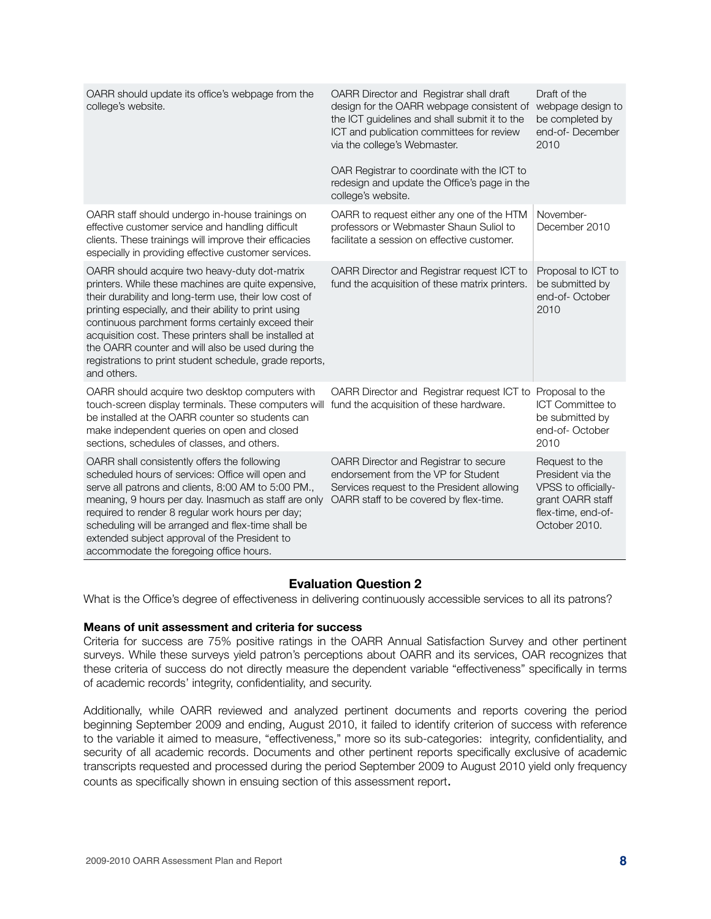| | | |
|---|---|---|
| OARR should update its office's webpage from the college's website. | OARR Director and Registrar shall draft design for the OARR webpage consistent of the ICT guidelines and shall submit it to the ICT and publication committees for review via the college's Webmaster.<br><br>OAR Registrar to coordinate with the ICT to redesign and update the Office's page in the college's website. | Draft of the webpage design to be completed by end-of- December 2010 |
| OARR staff should undergo in-house trainings on effective customer service and handling difficult clients. These trainings will improve their efficacies especially in providing effective customer services. | OARR to request either any one of the HTM professors or Webmaster Shaun Suliol to facilitate a session on effective customer. | November-December 2010 |
| OARR should acquire two heavy-duty dot-matrix printers. While these machines are quite expensive, their durability and long-term use, their low cost of printing especially, and their ability to print using continuous parchment forms certainly exceed their acquisition cost. These printers shall be installed at the OARR counter and will also be used during the registrations to print student schedule, grade reports, and others. | OARR Director and Registrar request ICT to fund the acquisition of these matrix printers. | Proposal to ICT to be submitted by end-of- October 2010 |
| OARR should acquire two desktop computers with touch-screen display terminals. These computers will be installed at the OARR counter so students can make independent queries on open and closed sections, schedules of classes, and others. | OARR Director and Registrar request ICT to fund the acquisition of these hardware. | Proposal to the ICT Committee to be submitted by end-of- October 2010 |
| OARR shall consistently offers the following scheduled hours of services: Office will open and serve all patrons and clients, 8:00 AM to 5:00 PM., meaning, 9 hours per day. Inasmuch as staff are only required to render 8 regular work hours per day; scheduling will be arranged and flex-time shall be extended subject approval of the President to accommodate the foregoing office hours. | OARR Director and Registrar to secure endorsement from the VP for Student Services request to the President allowing OARR staff to be covered by flex-time. | Request to the President via the VPSS to officially-grant OARR staff flex-time, end-of-October 2010. |

### Evaluation Question 2

What is the Office's degree of effectiveness in delivering continuously accessible services to all its patrons?

**Means of unit assessment and criteria for success**

Criteria for success are 75% positive ratings in the OARR Annual Satisfaction Survey and other pertinent surveys. While these surveys yield patron's perceptions about OARR and its services, OAR recognizes that these criteria of success do not directly measure the dependent variable "effectiveness" specifically in terms of academic records' integrity, confidentiality, and security.

Additionally, while OARR reviewed and analyzed pertinent documents and reports covering the period beginning September 2009 and ending, August 2010, it failed to identify criterion of success with reference to the variable it aimed to measure, "effectiveness," more so its sub-categories: integrity, confidentiality, and security of all academic records. Documents and other pertinent reports specifically exclusive of academic transcripts requested and processed during the period September 2009 to August 2010 yield only frequency counts as specifically shown in ensuing section of this assessment report.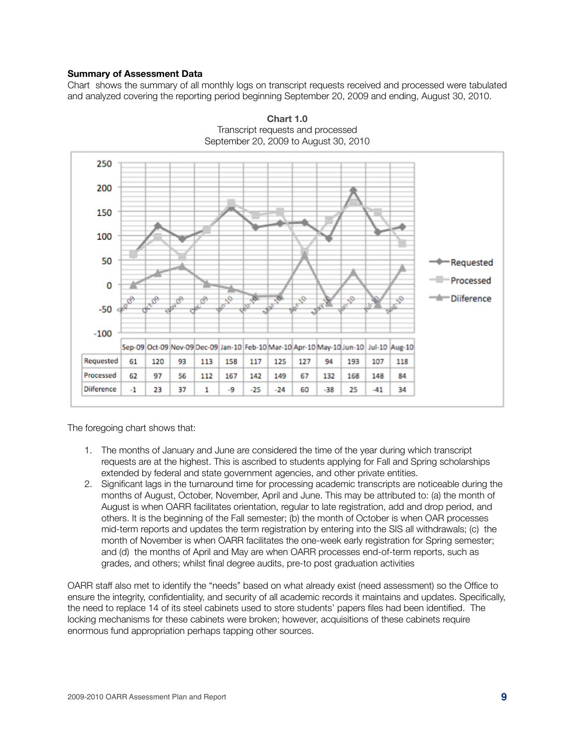**Summary of Assessment Data**

Chart shows the summary of all monthly logs on transcript requests received and processed were tabulated and analyzed covering the reporting period beginning September 20, 2009 and ending, August 30, 2010.

**Chart 1.0**
Transcript requests and processed
September 20, 2009 to August 30, 2010

| | Sep-09 | Oct-09 | Nov-09 | Dec-09 | Jan-10 | Feb-10 | Mar-10 | Apr-10 | May-10 | Jun-10 | Jul-10 | Aug-10 |
|---|---|---|---|---|---|---|---|---|---|---|---|---|
| Requested | 61 | 120 | 93 | 113 | 158 | 117 | 125 | 127 | 94 | 193 | 107 | 118 |
| Processed | 62 | 97 | 56 | 112 | 167 | 142 | 149 | 67 | 132 | 168 | 148 | 84 |
| Diiference | -1 | 23 | 37 | 1 | -9 | -25 | -24 | 60 | -38 | 25 | -41 | 34 |

The foregoing chart shows that:

1. The months of January and June are considered the time of the year during which transcript requests are at the highest. This is ascribed to students applying for Fall and Spring scholarships extended by federal and state government agencies, and other private entities.
2. Significant lags in the turnaround time for processing academic transcripts are noticeable during the months of August, October, November, April and June. This may be attributed to: (a) the month of August is when OARR facilitates orientation, regular to late registration, add and drop period, and others. It is the beginning of the Fall semester; (b) the month of October is when OAR processes mid-term reports and updates the term registration by entering into the SIS all withdrawals; (c) the month of November is when OARR facilitates the one-week early registration for Spring semester; and (d) the months of April and May are when OARR processes end-of-term reports, such as grades, and others; whilst final degree audits, pre-to post graduation activities

OARR staff also met to identify the "needs" based on what already exist (need assessment) so the Office to ensure the integrity, confidentiality, and security of all academic records it maintains and updates. Specifically, the need to replace 14 of its steel cabinets used to store students' papers files had been identified. The locking mechanisms for these cabinets were broken; however, acquisitions of these cabinets require enormous fund appropriation perhaps tapping other sources.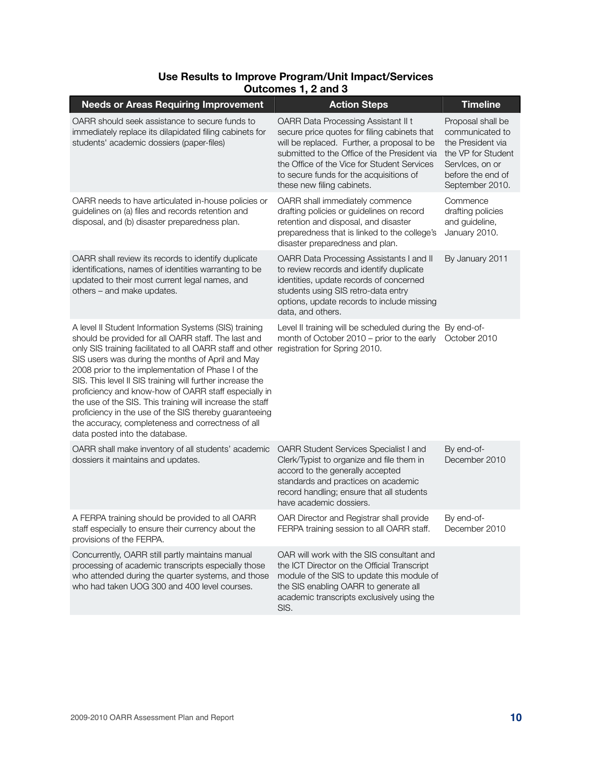## Use Results to Improve Program/Unit Impact/Services
## Outcomes 1, 2 and 3

| Needs or Areas Requiring Improvement | Action Steps | Timeline |
|---|---|---|
| OARR should seek assistance to secure funds to immediately replace its dilapidated filing cabinets for students' academic dossiers (paper-files) | OARR Data Processing Assistant II t secure price quotes for filing cabinets that will be replaced. Further, a proposal to be submitted to the Office of the President via the Office of the Vice for Student Services to secure funds for the acquisitions of these new filing cabinets. | Proposal shall be communicated to the President via the VP for Student ServIces, on or before the end of September 2010. |
| OARR needs to have articulated in-house policies or guidelines on (a) files and records retention and disposal, and (b) disaster preparedness plan. | OARR shall immediately commence drafting policies or guidelines on record retention and disposal, and disaster preparedness that is linked to the college's disaster preparedness and plan. | Commence drafting policies and guideline, January 2010. |
| OARR shall review its records to identify duplicate identifications, names of identities warranting to be updated to their most current legal names, and others – and make updates. | OARR Data Processing Assistants I and II to review records and identify duplicate identities, update records of concerned students using SIS retro-data entry options, update records to include missing data, and others. | By January 2011 |
| A level II Student Information Systems (SIS) training should be provided for all OARR staff. The last and only SIS training facilitated to all OARR staff and other SIS users was during the months of April and May 2008 prior to the implementation of Phase I of the SIS. This level II SIS training will further increase the proficiency and know-how of OARR staff especially in the use of the SIS. This training will increase the staff proficiency in the use of the SIS thereby guaranteeing the accuracy, completeness and correctness of all data posted into the database. | Level II training will be scheduled during the month of October 2010 – prior to the early registration for Spring 2010. | By end-of-October 2010 |
| OARR shall make inventory of all students' academic dossiers it maintains and updates. | OARR Student Services Specialist I and Clerk/Typist to organize and file them in accord to the generally accepted standards and practices on academic record handling; ensure that all students have academic dossiers. | By end-of-December 2010 |
| A FERPA training should be provided to all OARR staff especially to ensure their currency about the provisions of the FERPA. | OAR Director and Registrar shall provide FERPA training session to all OARR staff. | By end-of-December 2010 |
| Concurrently, OARR still partly maintains manual processing of academic transcripts especially those who attended during the quarter systems, and those who had taken UOG 300 and 400 level courses. | OAR will work with the SIS consultant and the ICT Director on the Official Transcript module of the SIS to update this module of the SIS enabling OARR to generate all academic transcripts exclusively using the SIS. | |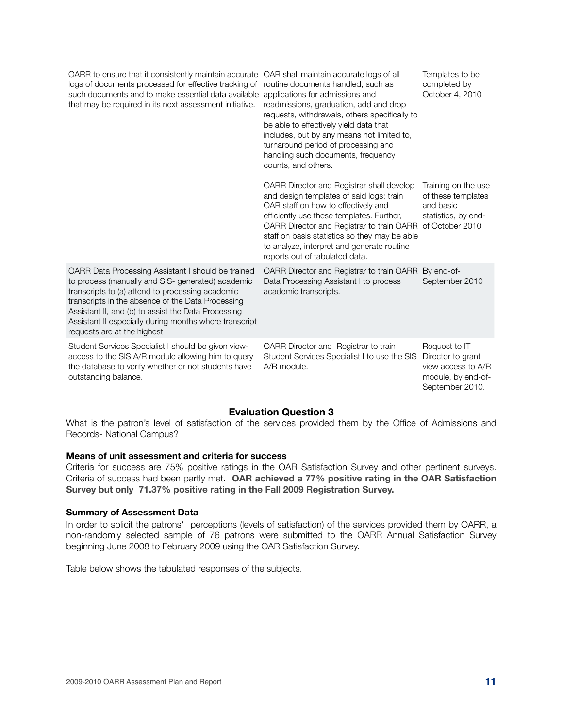| | | |
|---|---|---|
| OARR to ensure that it consistently maintain accurate logs of documents processed for effective tracking of such documents and to make essential data available that may be required in its next assessment initiative. | OAR shall maintain accurate logs of all routine documents handled, such as applications for admissions and readmissions, graduation, add and drop requests, withdrawals, others specifically to be able to effectively yield data that includes, but by any means not limited to, turnaround period of processing and handling such documents, frequency counts, and others. | Templates to be completed by October 4, 2010 |
| | OARR Director and Registrar shall develop and design templates of said logs; train OAR staff on how to effectively and efficiently use these templates. Further, OARR Director and Registrar to train OARR staff on basis statistics so they may be able to analyze, interpret and generate routine reports out of tabulated data. | Training on the use of these templates and basic statistics, by end-of October 2010 |
| OARR Data Processing Assistant I should be trained to process (manually and SIS- generated) academic transcripts to (a) attend to processing academic transcripts in the absence of the Data Processing Assistant II, and (b) to assist the Data Processing Assistant II especially during months where transcript requests are at the highest | OARR Director and Registrar to train OARR Data Processing Assistant I to process academic transcripts. | By end-of-September 2010 |
| Student Services Specialist I should be given view-access to the SIS A/R module allowing him to query the database to verify whether or not students have outstanding balance. | OARR Director and Registrar to train Student Services Specialist I to use the SIS A/R module. | Request to IT Director to grant view access to A/R module, by end-of-September 2010. |

### Evaluation Question 3

What is the patron's level of satisfaction of the services provided them by the Office of Admissions and Records- National Campus?

#### Means of unit assessment and criteria for success

Criteria for success are 75% positive ratings in the OAR Satisfaction Survey and other pertinent surveys. Criteria of success had been partly met. **OAR achieved a 77% positive rating in the OAR Satisfaction Survey but only 71.37% positive rating in the Fall 2009 Registration Survey.**

#### Summary of Assessment Data

In order to solicit the patrons' perceptions (levels of satisfaction) of the services provided them by OARR, a non-randomly selected sample of 76 patrons were submitted to the OARR Annual Satisfaction Survey beginning June 2008 to February 2009 using the OAR Satisfaction Survey.

Table below shows the tabulated responses of the subjects.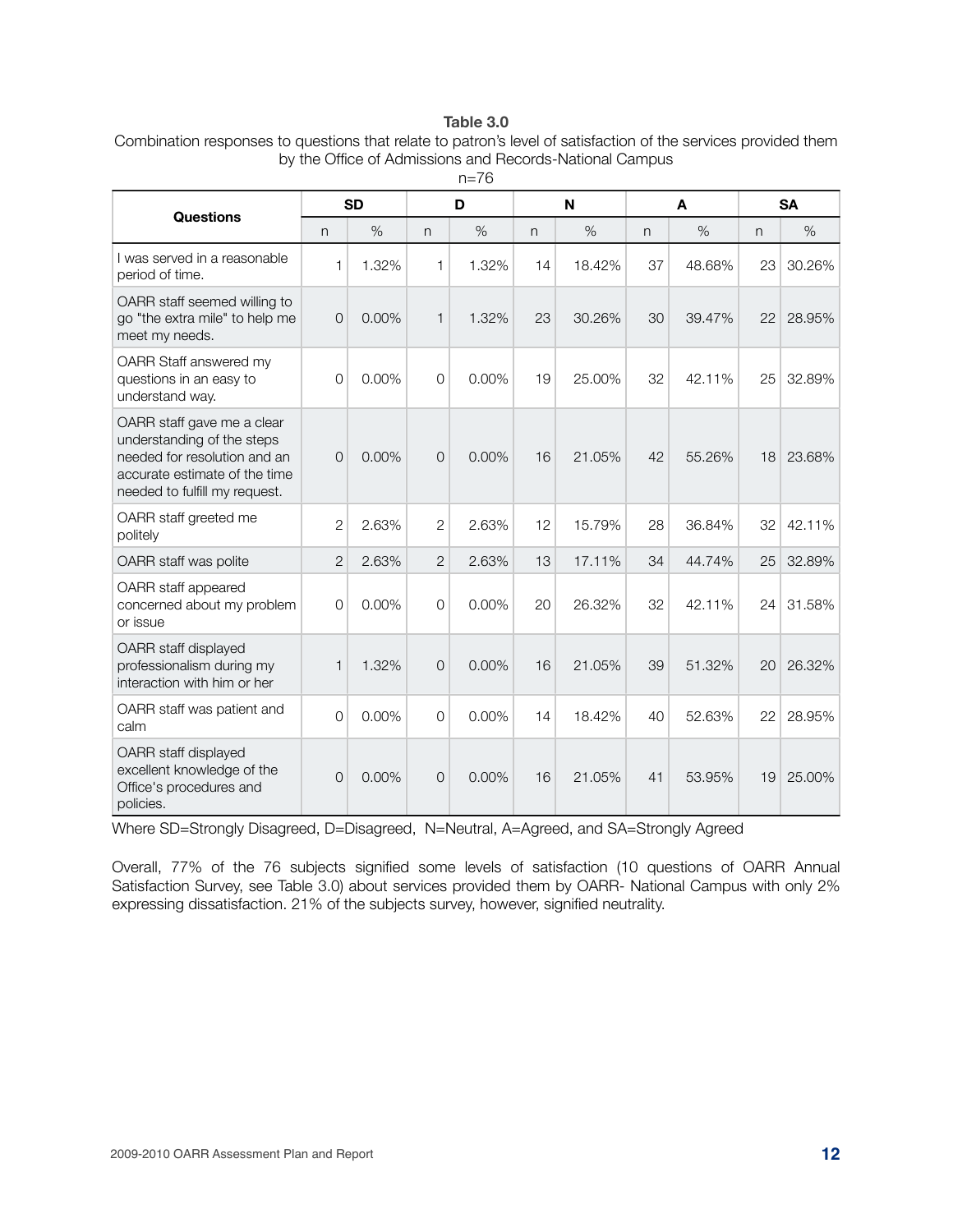**Table 3.0**

Combination responses to questions that relate to patron's level of satisfaction of the services provided them by the Office of Admissions and Records-National Campus

n=76

| Questions | SD | | D | | N | | A | | SA | |
|---|---|---|---|---|---|---|---|---|---|---|
| | n | % | n | % | n | % | n | % | n | % |
| I was served in a reasonable period of time. | 1 | 1.32% | 1 | 1.32% | 14 | 18.42% | 37 | 48.68% | 23 | 30.26% |
| OARR staff seemed willing to go "the extra mile" to help me meet my needs. | 0 | 0.00% | 1 | 1.32% | 23 | 30.26% | 30 | 39.47% | 22 | 28.95% |
| OARR Staff answered my questions in an easy to understand way. | 0 | 0.00% | 0 | 0.00% | 19 | 25.00% | 32 | 42.11% | 25 | 32.89% |
| OARR staff gave me a clear understanding of the steps needed for resolution and an accurate estimate of the time needed to fulfill my request. | 0 | 0.00% | 0 | 0.00% | 16 | 21.05% | 42 | 55.26% | 18 | 23.68% |
| OARR staff greeted me politely | 2 | 2.63% | 2 | 2.63% | 12 | 15.79% | 28 | 36.84% | 32 | 42.11% |
| OARR staff was polite | 2 | 2.63% | 2 | 2.63% | 13 | 17.11% | 34 | 44.74% | 25 | 32.89% |
| OARR staff appeared concerned about my problem or issue | 0 | 0.00% | 0 | 0.00% | 20 | 26.32% | 32 | 42.11% | 24 | 31.58% |
| OARR staff displayed professionalism during my interaction with him or her | 1 | 1.32% | 0 | 0.00% | 16 | 21.05% | 39 | 51.32% | 20 | 26.32% |
| OARR staff was patient and calm | 0 | 0.00% | 0 | 0.00% | 14 | 18.42% | 40 | 52.63% | 22 | 28.95% |
| OARR staff displayed excellent knowledge of the Office's procedures and policies. | 0 | 0.00% | 0 | 0.00% | 16 | 21.05% | 41 | 53.95% | 19 | 25.00% |

Where SD=Strongly Disagreed, D=Disagreed, N=Neutral, A=Agreed, and SA=Strongly Agreed

Overall, 77% of the 76 subjects signified some levels of satisfaction (10 questions of OARR Annual Satisfaction Survey, see Table 3.0) about services provided them by OARR- National Campus with only 2% expressing dissatisfaction. 21% of the subjects survey, however, signified neutrality.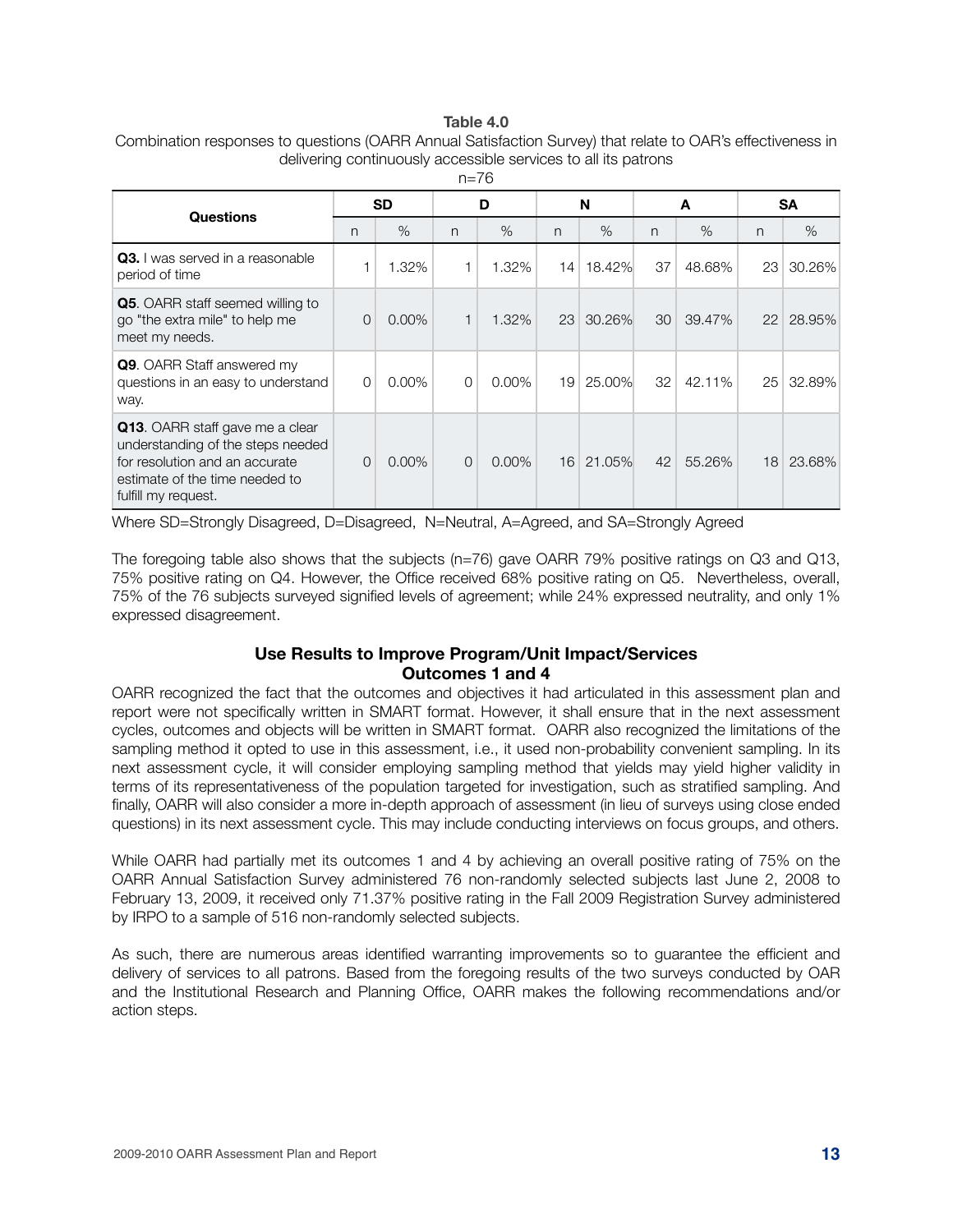**Table 4.0**

Combination responses to questions (OARR Annual Satisfaction Survey) that relate to OAR's effectiveness in delivering continuously accessible services to all its patrons

n=76

| Questions | SD | | D | | N | | A | | SA | |
|---|---|---|---|---|---|---|---|---|---|---|
| | n | % | n | % | n | % | n | % | n | % |
| **Q3.** I was served in a reasonable period of time | 1 | 1.32% | 1 | 1.32% | 14 | 18.42% | 37 | 48.68% | 23 | 30.26% |
| **Q5**. OARR staff seemed willing to go "the extra mile" to help me meet my needs. | 0 | 0.00% | 1 | 1.32% | 23 | 30.26% | 30 | 39.47% | 22 | 28.95% |
| **Q9**. OARR Staff answered my questions in an easy to understand way. | 0 | 0.00% | 0 | 0.00% | 19 | 25.00% | 32 | 42.11% | 25 | 32.89% |
| **Q13**. OARR staff gave me a clear understanding of the steps needed for resolution and an accurate estimate of the time needed to fulfill my request. | 0 | 0.00% | 0 | 0.00% | 16 | 21.05% | 42 | 55.26% | 18 | 23.68% |

Where SD=Strongly Disagreed, D=Disagreed, N=Neutral, A=Agreed, and SA=Strongly Agreed

The foregoing table also shows that the subjects (n=76) gave OARR 79% positive ratings on Q3 and Q13, 75% positive rating on Q4. However, the Office received 68% positive rating on Q5. Nevertheless, overall, 75% of the 76 subjects surveyed signified levels of agreement; while 24% expressed neutrality, and only 1% expressed disagreement.

## Use Results to Improve Program/Unit Impact/Services
## Outcomes 1 and 4

OARR recognized the fact that the outcomes and objectives it had articulated in this assessment plan and report were not specifically written in SMART format. However, it shall ensure that in the next assessment cycles, outcomes and objects will be written in SMART format. OARR also recognized the limitations of the sampling method it opted to use in this assessment, i.e., it used non-probability convenient sampling. In its next assessment cycle, it will consider employing sampling method that yields may yield higher validity in terms of its representativeness of the population targeted for investigation, such as stratified sampling. And finally, OARR will also consider a more in-depth approach of assessment (in lieu of surveys using close ended questions) in its next assessment cycle. This may include conducting interviews on focus groups, and others.

While OARR had partially met its outcomes 1 and 4 by achieving an overall positive rating of 75% on the OARR Annual Satisfaction Survey administered 76 non-randomly selected subjects last June 2, 2008 to February 13, 2009, it received only 71.37% positive rating in the Fall 2009 Registration Survey administered by IRPO to a sample of 516 non-randomly selected subjects.

As such, there are numerous areas identified warranting improvements so to guarantee the efficient and delivery of services to all patrons. Based from the foregoing results of the two surveys conducted by OAR and the Institutional Research and Planning Office, OARR makes the following recommendations and/or action steps.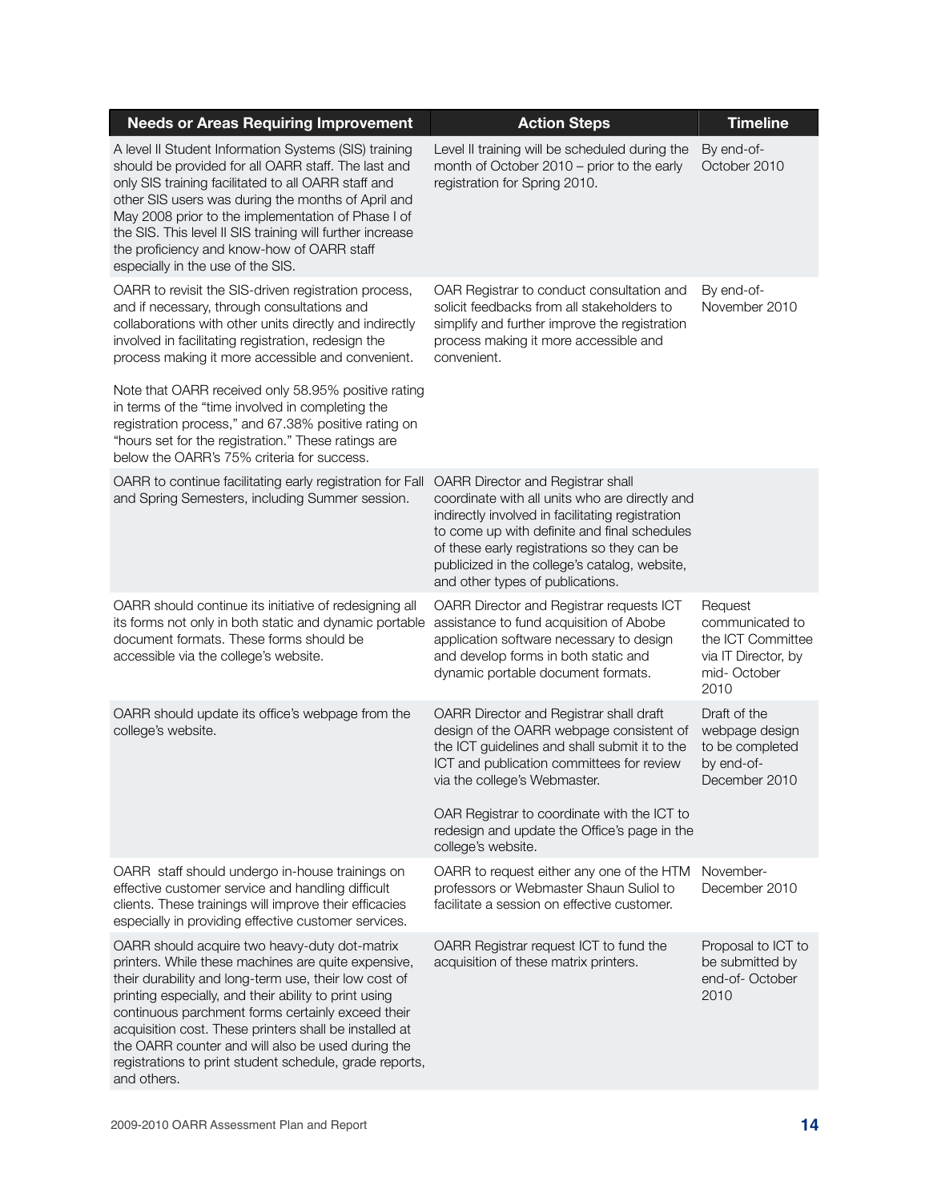| Needs or Areas Requiring Improvement | Action Steps | Timeline |
|---|---|---|
| A level II Student Information Systems (SIS) training should be provided for all OARR staff. The last and only SIS training facilitated to all OARR staff and other SIS users was during the months of April and May 2008 prior to the implementation of Phase I of the SIS. This level II SIS training will further increase the proficiency and know-how of OARR staff especially in the use of the SIS. | Level II training will be scheduled during the month of October 2010 – prior to the early registration for Spring 2010. | By end-of-October 2010 |
| OARR to revisit the SIS-driven registration process, and if necessary, through consultations and collaborations with other units directly and indirectly involved in facilitating registration, redesign the process making it more accessible and convenient.<br><br>Note that OARR received only 58.95% positive rating in terms of the "time involved in completing the registration process," and 67.38% positive rating on "hours set for the registration." These ratings are below the OARR's 75% criteria for success. | OAR Registrar to conduct consultation and solicit feedbacks from all stakeholders to simplify and further improve the registration process making it more accessible and convenient. | By end-of-November 2010 |
| OARR to continue facilitating early registration for Fall and Spring Semesters, including Summer session. | OARR Director and Registrar shall coordinate with all units who are directly and indirectly involved in facilitating registration to come up with definite and final schedules of these early registrations so they can be publicized in the college's catalog, website, and other types of publications. | |
| OARR should continue its initiative of redesigning all its forms not only in both static and dynamic portable document formats. These forms should be accessible via the college's website. | OARR Director and Registrar requests ICT assistance to fund acquisition of Abobe application software necessary to design and develop forms in both static and dynamic portable document formats. | Request communicated to the ICT Committee via IT Director, by mid- October 2010 |
| OARR should update its office's webpage from the college's website. | OARR Director and Registrar shall draft design of the OARR webpage consistent of the ICT guidelines and shall submit it to the ICT and publication committees for review via the college's Webmaster.<br><br>OAR Registrar to coordinate with the ICT to redesign and update the Office's page in the college's website. | Draft of the webpage design to be completed by end-of-December 2010 |
| OARR staff should undergo in-house trainings on effective customer service and handling difficult clients. These trainings will improve their efficacies especially in providing effective customer services. | OARR to request either any one of the HTM professors or Webmaster Shaun Suliol to facilitate a session on effective customer. | November-December 2010 |
| OARR should acquire two heavy-duty dot-matrix printers. While these machines are quite expensive, their durability and long-term use, their low cost of printing especially, and their ability to print using continuous parchment forms certainly exceed their acquisition cost. These printers shall be installed at the OARR counter and will also be used during the registrations to print student schedule, grade reports, and others. | OARR Registrar request ICT to fund the acquisition of these matrix printers. | Proposal to ICT to be submitted by end-of- October 2010 |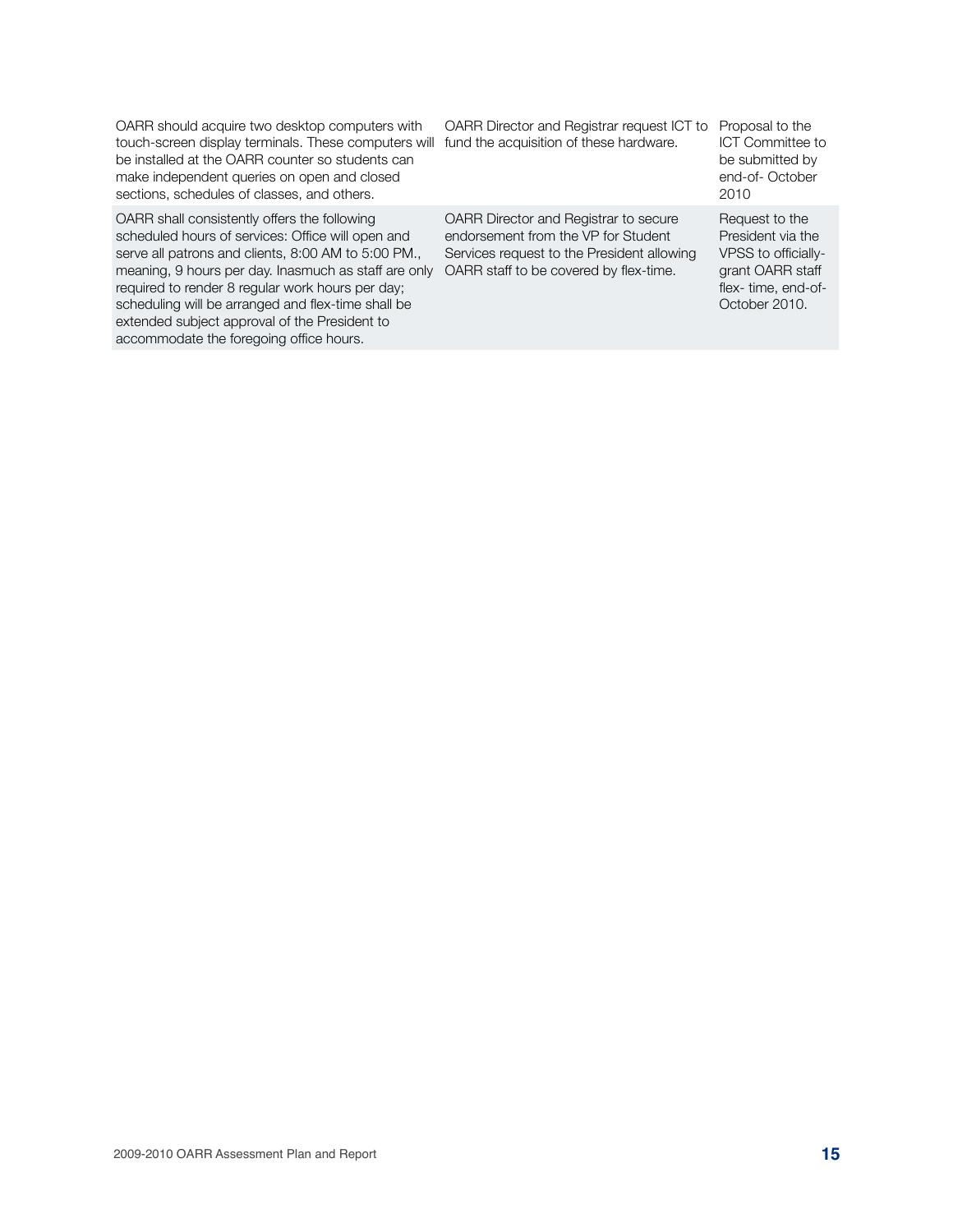| | | |
|---|---|---|
| OARR should acquire two desktop computers with touch-screen display terminals. These computers will be installed at the OARR counter so students can make independent queries on open and closed sections, schedules of classes, and others. | OARR Director and Registrar request ICT to fund the acquisition of these hardware. | Proposal to the ICT Committee to be submitted by end-of- October 2010 |
| OARR shall consistently offers the following scheduled hours of services: Office will open and serve all patrons and clients, 8:00 AM to 5:00 PM., meaning, 9 hours per day. Inasmuch as staff are only required to render 8 regular work hours per day; scheduling will be arranged and flex-time shall be extended subject approval of the President to accommodate the foregoing office hours. | OARR Director and Registrar to secure endorsement from the VP for Student Services request to the President allowing OARR staff to be covered by flex-time. | Request to the President via the VPSS to officially-grant OARR staff flex- time, end-of-October 2010. |